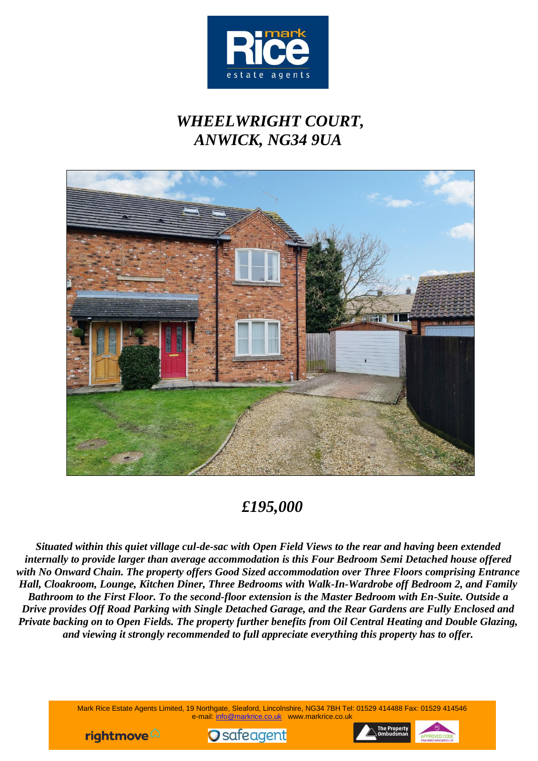# *WHEELWRIGHT COURT, ANWICK, NG34 9UA*

## *£195,000*

***Situated within this quiet village cul-de-sac with Open Field Views to the rear and having been extended internally to provide larger than average accommodation is this Four Bedroom Semi Detached house offered with No Onward Chain. The property offers Good Sized accommodation over Three Floors comprising Entrance Hall, Cloakroom, Lounge, Kitchen Diner, Three Bedrooms with Walk-In-Wardrobe off Bedroom 2, and Family Bathroom to the First Floor. To the second-floor extension is the Master Bedroom with En-Suite. Outside a Drive provides Off Road Parking with Single Detached Garage, and the Rear Gardens are Fully Enclosed and Private backing on to Open Fields. The property further benefits from Oil Central Heating and Double Glazing, and viewing it strongly recommended to full appreciate everything this property has to offer.***

Mark Rice Estate Agents Limited, 19 Northgate, Sleaford, Lincolnshire, NG34 7BH Tel: 01529 414488 Fax: 01529 414546
e-mail: info@markrice.co.uk www.markrice.co.uk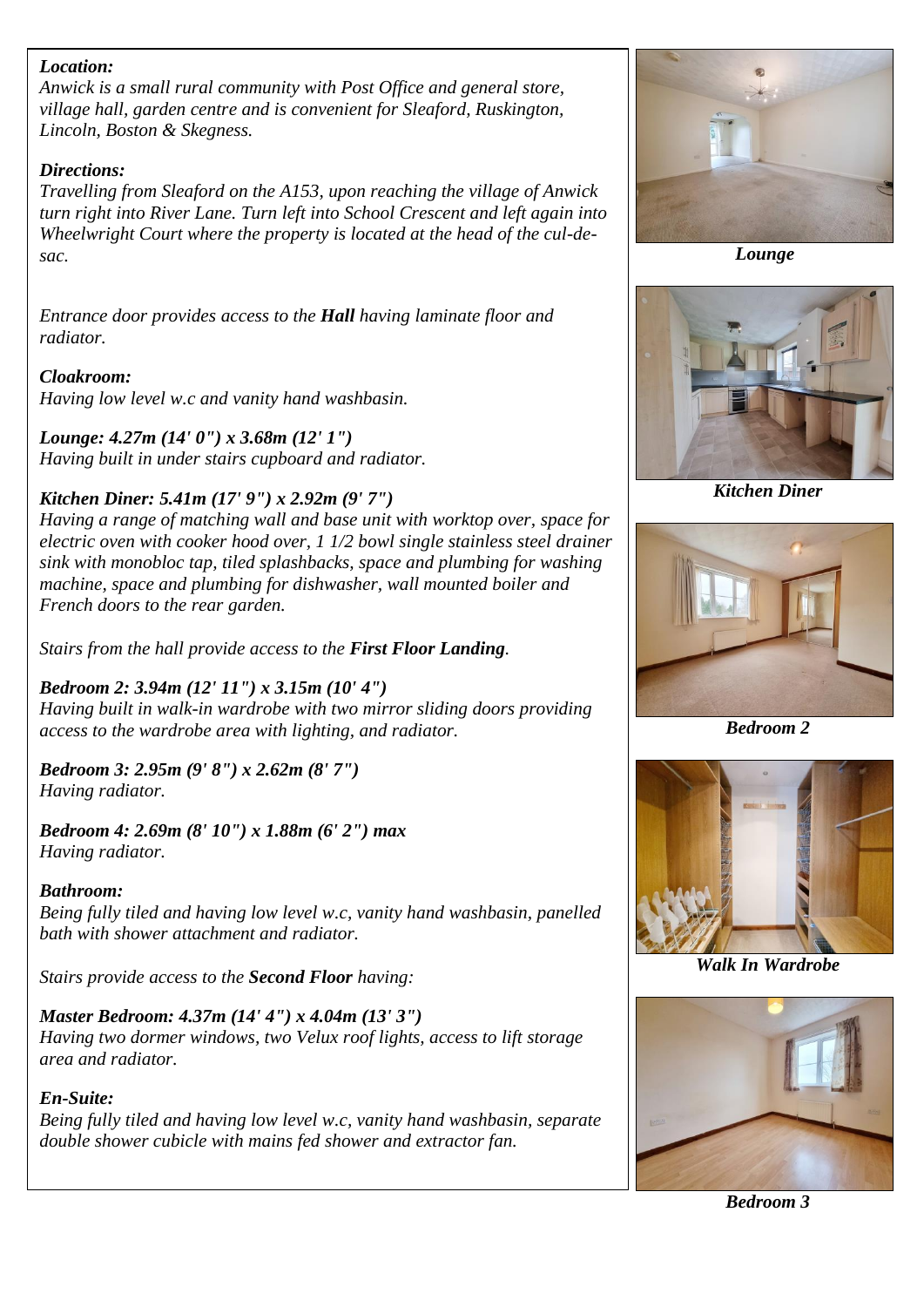***Location:***
*Anwick is a small rural community with Post Office and general store, village hall, garden centre and is convenient for Sleaford, Ruskington, Lincoln, Boston & Skegness.*

***Directions:***
*Travelling from Sleaford on the A153, upon reaching the village of Anwick turn right into River Lane. Turn left into School Crescent and left again into Wheelwright Court where the property is located at the head of the cul-de-sac.*

*Entrance door provides access to the **Hall** having laminate floor and radiator.*

***Cloakroom:***
*Having low level w.c and vanity hand washbasin.*

***Lounge: 4.27m (14' 0") x 3.68m (12' 1")***
*Having built in under stairs cupboard and radiator.*

***Kitchen Diner: 5.41m (17' 9") x 2.92m (9' 7")***
*Having a range of matching wall and base unit with worktop over, space for electric oven with cooker hood over, 1 1/2 bowl single stainless steel drainer sink with monobloc tap, tiled splashbacks, space and plumbing for washing machine, space and plumbing for dishwasher, wall mounted boiler and French doors to the rear garden.*

*Stairs from the hall provide access to the **First Floor Landing**.*

***Bedroom 2: 3.94m (12' 11") x 3.15m (10' 4")***
*Having built in walk-in wardrobe with two mirror sliding doors providing access to the wardrobe area with lighting, and radiator.*

***Bedroom 3: 2.95m (9' 8") x 2.62m (8' 7")***
*Having radiator.*

***Bedroom 4: 2.69m (8' 10") x 1.88m (6' 2") max***
*Having radiator.*

***Bathroom:***
*Being fully tiled and having low level w.c, vanity hand washbasin, panelled bath with shower attachment and radiator.*

*Stairs provide access to the **Second Floor** having:*

***Master Bedroom: 4.37m (14' 4") x 4.04m (13' 3")***
*Having two dormer windows, two Velux roof lights, access to lift storage area and radiator.*

***En-Suite:***
*Being fully tiled and having low level w.c, vanity hand washbasin, separate double shower cubicle with mains fed shower and extractor fan.*

***Lounge***

***Kitchen Diner***

***Bedroom 2***

***Walk In Wardrobe***

***Bedroom 3***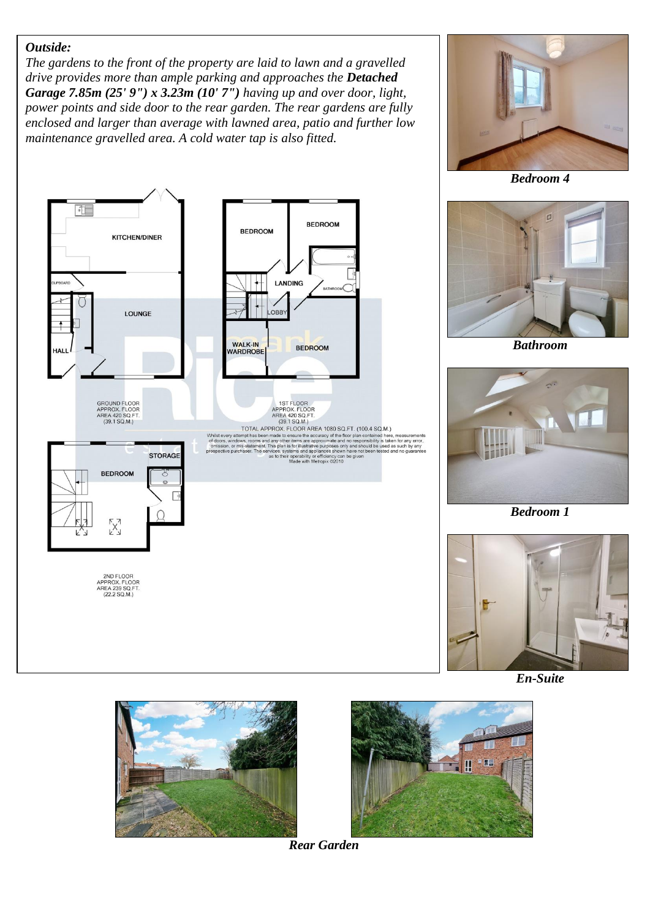***Outside:***

*The gardens to the front of the property are laid to lawn and a gravelled drive provides more than ample parking and approaches the **Detached Garage 7.85m (25' 9") x 3.23m (10' 7")** having up and over door, light, power points and side door to the rear garden. The rear gardens are fully enclosed and larger than average with lawned area, patio and further low maintenance gravelled area. A cold water tap is also fitted.*

GROUND FLOOR
APPROX. FLOOR
AREA 420 SQ.FT.
(39.1 SQ.M.)

1ST FLOOR
APPROX. FLOOR
AREA 420 SQ.FT.
(39.1 SQ.M.)

TOTAL APPROX. FLOOR AREA 1080 SQ.FT. (100.4 SQ.M.)

Whilst every attempt has been made to ensure the accuracy of the floor plan contained here, measurements of doors, windows, rooms and any other items are approximate and no responsibility is taken for any error, omission, or mis-statement. This plan is for illustrative purposes only and should be used as such by any prospective purchaser. The services, systems and appliances shown have not been tested and no guarantee as to their operability or efficiency can be given
Made with Metropix ©2010

2ND FLOOR
APPROX. FLOOR
AREA 239 SQ.FT.
(22.2 SQ.M.)

***Bedroom 4***

***Bathroom***

***Bedroom 1***

***En-Suite***

***Rear Garden***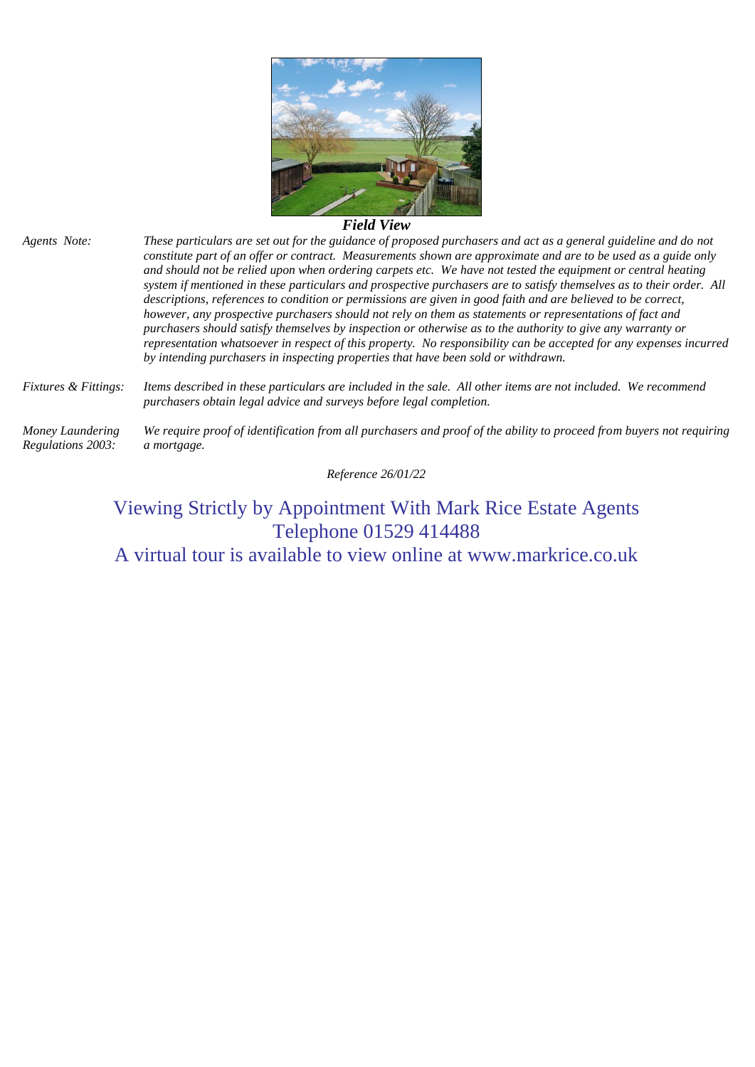***Field View***

*Agents Note:* *These particulars are set out for the guidance of proposed purchasers and act as a general guideline and do not constitute part of an offer or contract. Measurements shown are approximate and are to be used as a guide only and should not be relied upon when ordering carpets etc. We have not tested the equipment or central heating system if mentioned in these particulars and prospective purchasers are to satisfy themselves as to their order. All descriptions, references to condition or permissions are given in good faith and are believed to be correct, however, any prospective purchasers should not rely on them as statements or representations of fact and purchasers should satisfy themselves by inspection or otherwise as to the authority to give any warranty or representation whatsoever in respect of this property. No responsibility can be accepted for any expenses incurred by intending purchasers in inspecting properties that have been sold or withdrawn.*

*Fixtures & Fittings:* *Items described in these particulars are included in the sale. All other items are not included. We recommend purchasers obtain legal advice and surveys before legal completion.*

*Money Laundering Regulations 2003:* *We require proof of identification from all purchasers and proof of the ability to proceed from buyers not requiring a mortgage.*

*Reference 26/01/22*

Viewing Strictly by Appointment With Mark Rice Estate Agents
Telephone 01529 414488
A virtual tour is available to view online at www.markrice.co.uk